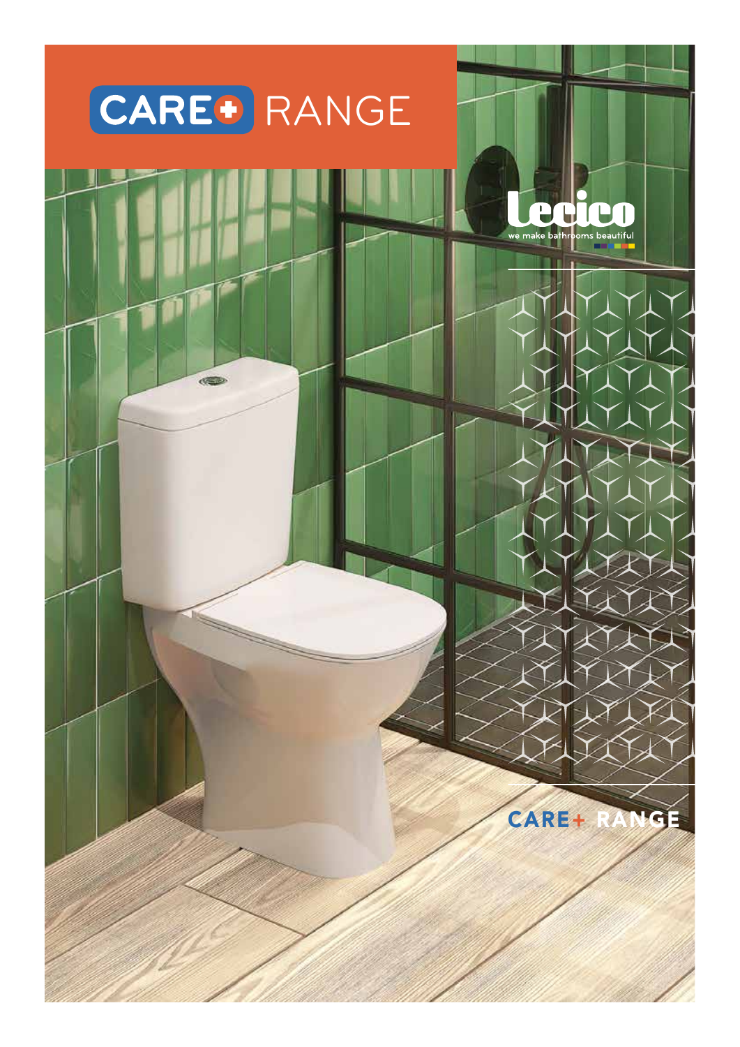# CARE+ RANGE

Lecico

we make bathrooms beautiful

CARE+ RANGE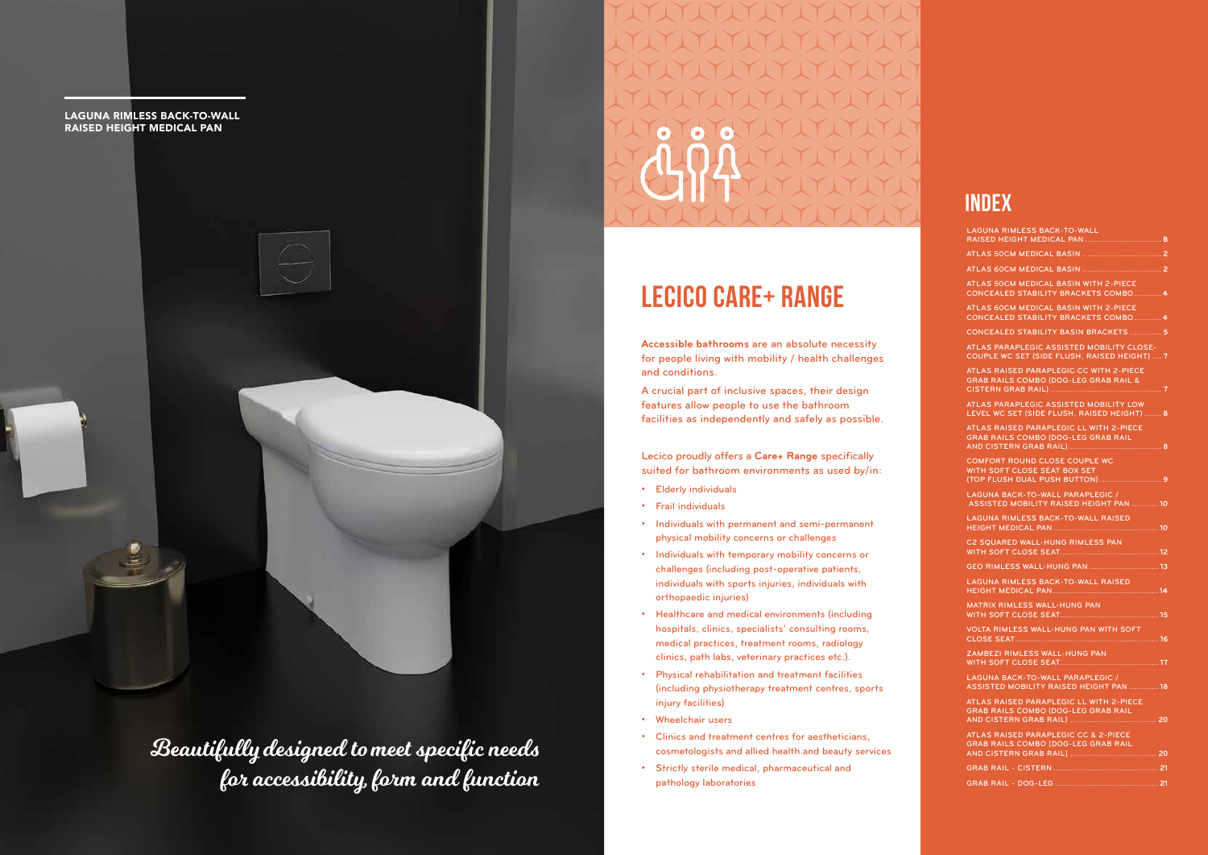LAGUNA RIMLESS BACK-TO-WALL RAISED HEIGHT MEDICAL PAN

*Beautifully designed to meet specific needs for accessibility, form and function*

# LECICO CARE+ RANGE

**Accessible bathrooms** are an absolute necessity for people living with mobility / health challenges and conditions.

A crucial part of inclusive spaces, their design features allow people to use the bathroom facilities as independently and safely as possible.

Lecico proudly offers a **Care+ Range** specifically suited for bathroom environments as used by/in:

- Elderly individuals
- Frail individuals
- Individuals with permanent and semi-permanent physical mobility concerns or challenges
- Individuals with temporary mobility concerns or challenges (including post-operative patients, individuals with sports injuries, individuals with orthopaedic injuries)
- Healthcare and medical environments (including hospitals, clinics, specialists' consulting rooms, medical practices, treatment rooms, radiology clinics, path labs, veterinary practices etc.).
- Physical rehabilitation and treatment facilities (including physiotherapy treatment centres, sports injury facilities)
- Wheelchair users
- Clinics and treatment centres for aestheticians, cosmetologists and allied health and beauty services
- Strictly sterile medical, pharmaceutical and pathology laboratories

## INDEX

| | |
|---|---|
| LAGUNA RIMLESS BACK-TO-WALL RAISED HEIGHT MEDICAL PAN | B |
| ATLAS 50CM MEDICAL BASIN | 2 |
| ATLAS 60CM MEDICAL BASIN | 2 |
| ATLAS 50CM MEDICAL BASIN WITH 2-PIECE CONCEALED STABILITY BRACKETS COMBO | 4 |
| ATLAS 60CM MEDICAL BASIN WITH 2-PIECE CONCEALED STABILITY BRACKETS COMBO | 4 |
| CONCEALED STABILITY BASIN BRACKETS | 5 |
| ATLAS PARAPLEGIC ASSISTED MOBILITY CLOSE-COUPLE WC SET (SIDE FLUSH, RAISED HEIGHT) | 7 |
| ATLAS RAISED PARAPLEGIC CC WITH 2-PIECE GRAB RAILS COMBO (DOG-LEG GRAB RAIL & CISTERN GRAB RAIL) | 7 |
| ATLAS PARAPLEGIC ASSISTED MOBILITY LOW LEVEL WC SET (SIDE FLUSH, RAISED HEIGHT) | 8 |
| ATLAS RAISED PARAPLEGIC LL WITH 2-PIECE GRAB RAILS COMBO (DOG-LEG GRAB RAIL AND CISTERN GRAB RAIL) | 8 |
| COMFORT ROUND CLOSE COUPLE WC WITH SOFT CLOSE SEAT BOX SET (TOP FLUSH DUAL PUSH BUTTON) | 9 |
| LAGUNA BACK-TO-WALL PARAPLEGIC / ASSISTED MOBILITY RAISED HEIGHT PAN | 10 |
| LAGUNA RIMLESS BACK-TO-WALL RAISED HEIGHT MEDICAL PAN | 10 |
| C2 SQUARED WALL-HUNG RIMLESS PAN WITH SOFT CLOSE SEAT | 12 |
| GEO RIMLESS WALL-HUNG PAN | 13 |
| LAGUNA RIMLESS BACK-TO-WALL RAISED HEIGHT MEDICAL PAN | 14 |
| MATRIX RIMLESS WALL-HUNG PAN WITH SOFT CLOSE SEAT | 15 |
| VOLTA RIMLESS WALL-HUNG PAN WITH SOFT CLOSE SEAT | 16 |
| ZAMBEZI RIMLESS WALL-HUNG PAN WITH SOFT CLOSE SEAT | 17 |
| LAGUNA BACK-TO-WALL PARAPLEGIC / ASSISTED MOBILITY RAISED HEIGHT PAN | 18 |
| ATLAS RAISED PARAPLEGIC LL WITH 2-PIECE GRAB RAILS COMBO (DOG-LEG GRAB RAIL AND CISTERN GRAB RAIL) | 20 |
| ATLAS RAISED PARAPLEGIC CC & 2-PIECE GRAB RAILS COMBO (DOG-LEG GRAB RAIL AND CISTERN GRAB RAIL) | 20 |
| GRAB RAIL - CISTERN | 21 |
| GRAB RAIL - DOG-LEG | 21 |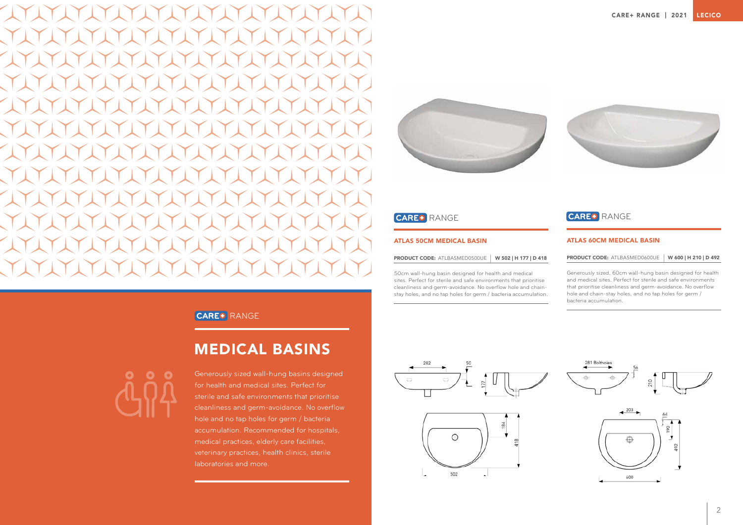CARE+ RANGE

# MEDICAL BASINS

Generously sized wall-hung basins designed for health and medical sites. Perfect for sterile and safe environments that prioritise cleanliness and germ-avoidance. No overflow hole and no tap holes for germ / bacteria accumulation. Recommended for hospitals, medical practices, elderly care facilities, veterinary practices, health clinics, sterile laboratories and more.

CARE+ RANGE

## ATLAS 50CM MEDICAL BASIN

**PRODUCT CODE:** ATLBASMED0500UE | **W 502 | H 177 | D 418**

50cm wall-hung basin designed for health and medical sites. Perfect for sterile and safe environments that prioritise cleanliness and germ-avoidance. No overflow hole and chain-stay holes, and no tap holes for germ / bacteria accumulation.

CARE+ RANGE

## ATLAS 60CM MEDICAL BASIN

**PRODUCT CODE:** ATLBASMED0600UE | **W 600 | H 210 | D 492**

Generously sized, 60cm wall-hung basin designed for health and medical sites. Perfect for sterile and safe environments that prioritise cleanliness and germ-avoidance. No overflow hole and chain-stay holes, and no tap holes for germ / bacteria accumulation.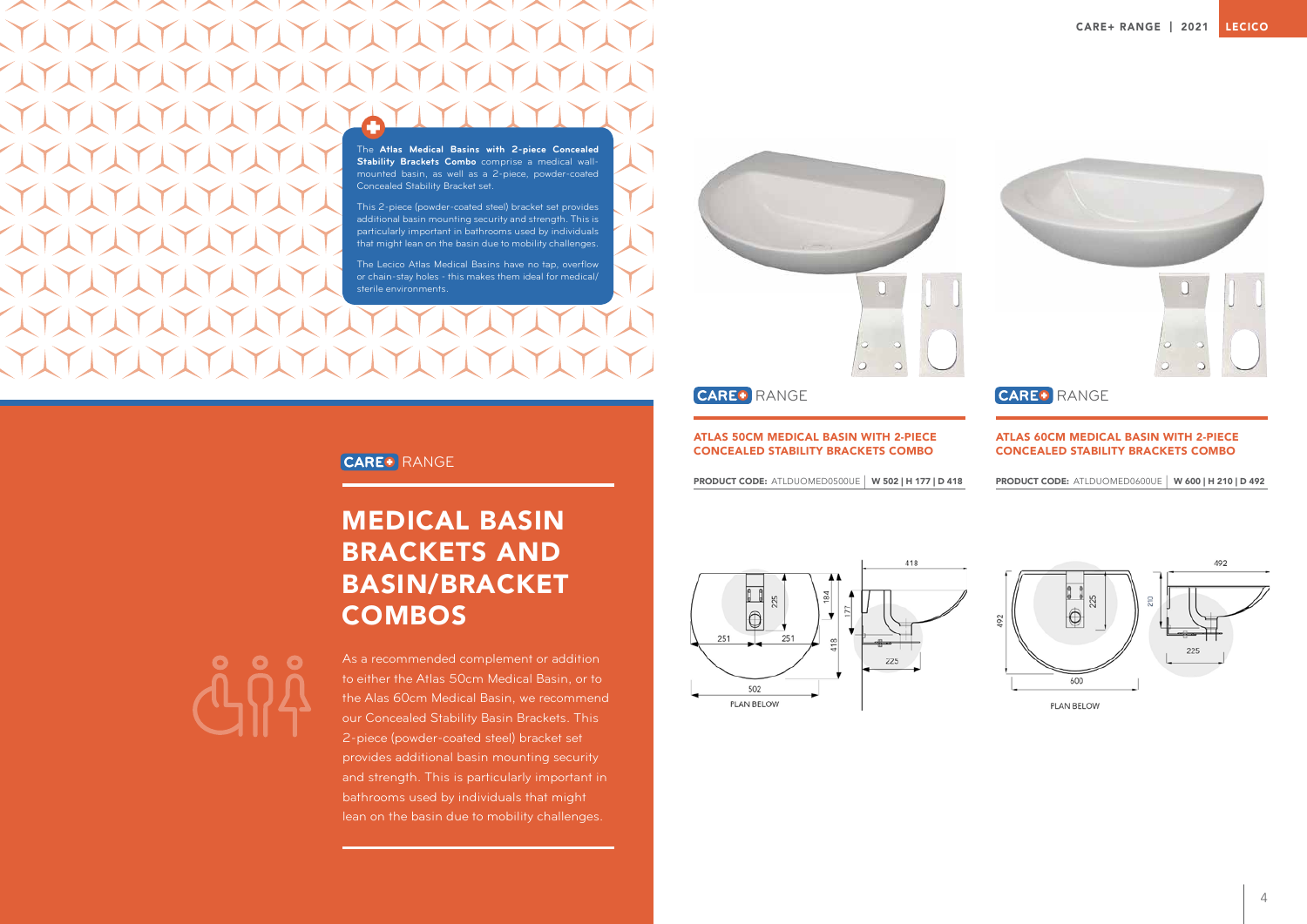The **Atlas Medical Basins with 2-piece Concealed Stability Brackets Combo** comprise a medical wall-mounted basin, as well as a 2-piece, powder-coated Concealed Stability Bracket set.

This 2-piece (powder-coated steel) bracket set provides additional basin mounting security and strength. This is particularly important in bathrooms used by individuals that might lean on the basin due to mobility challenges.

The Lecico Atlas Medical Basins have no tap, overflow or chain-stay holes - this makes them ideal for medical/sterile environments.

CARE+ RANGE

# MEDICAL BASIN BRACKETS AND BASIN/BRACKET COMBOS

As a recommended complement or addition to either the Atlas 50cm Medical Basin, or to the Alas 60cm Medical Basin, we recommend our Concealed Stability Basin Brackets. This 2-piece (powder-coated steel) bracket set provides additional basin mounting security and strength. This is particularly important in bathrooms used by individuals that might lean on the basin due to mobility challenges.

CARE+ RANGE

## ATLAS 50CM MEDICAL BASIN WITH 2-PIECE CONCEALED STABILITY BRACKETS COMBO

**PRODUCT CODE:** ATLDUOMED0500UE | **W 502 | H 177 | D 418**

PLAN BELOW

CARE+ RANGE

## ATLAS 60CM MEDICAL BASIN WITH 2-PIECE CONCEALED STABILITY BRACKETS COMBO

**PRODUCT CODE:** ATLDUOMED0600UE | **W 600 | H 210 | D 492**

PLAN BELOW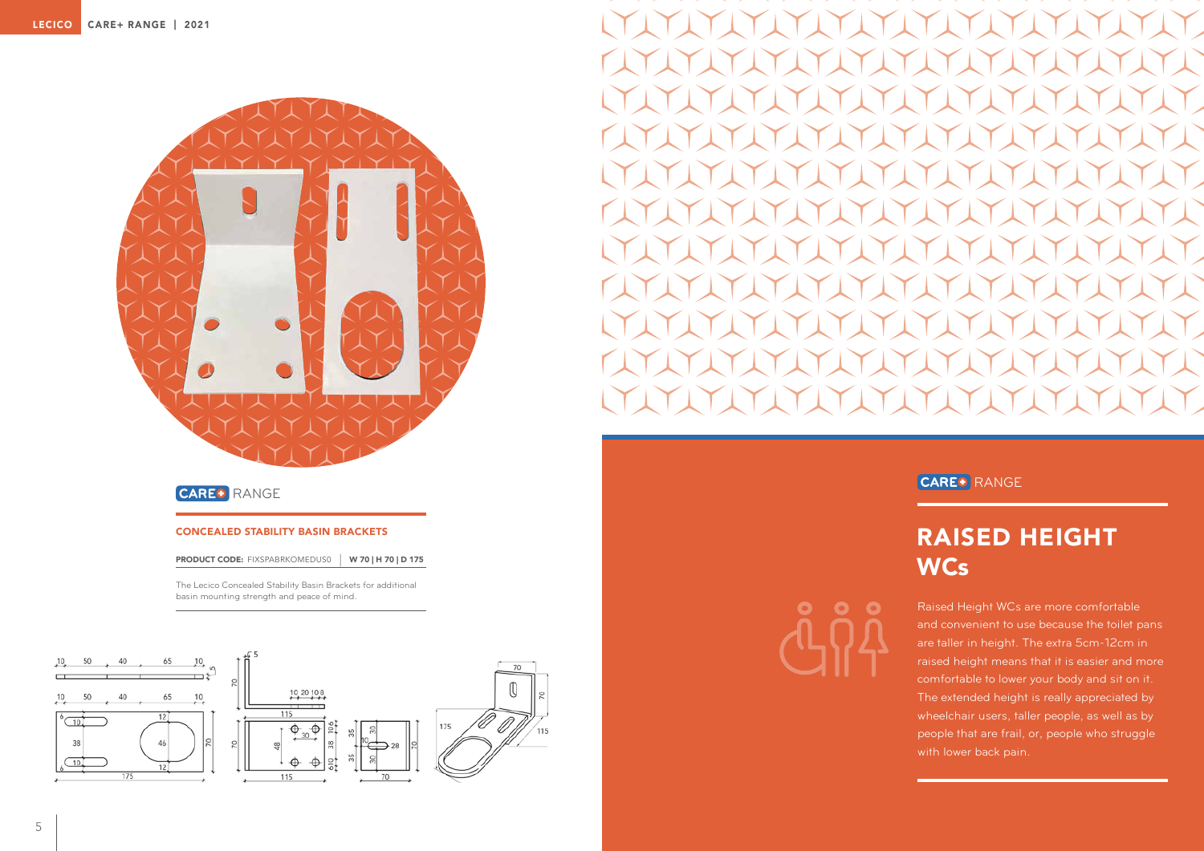CARE+ RANGE

### CONCEALED STABILITY BASIN BRACKETS

**PRODUCT CODE:** FIXSPABRKOMEDUS0 | **W 70 | H 70 | D 175**

The Lecico Concealed Stability Basin Brackets for additional basin mounting strength and peace of mind.

CARE+ RANGE

## RAISED HEIGHT WCs

Raised Height WCs are more comfortable and convenient to use because the toilet pans are taller in height. The extra 5cm-12cm in raised height means that it is easier and more comfortable to lower your body and sit on it. The extended height is really appreciated by wheelchair users, taller people, as well as by people that are frail, or, people who struggle with lower back pain.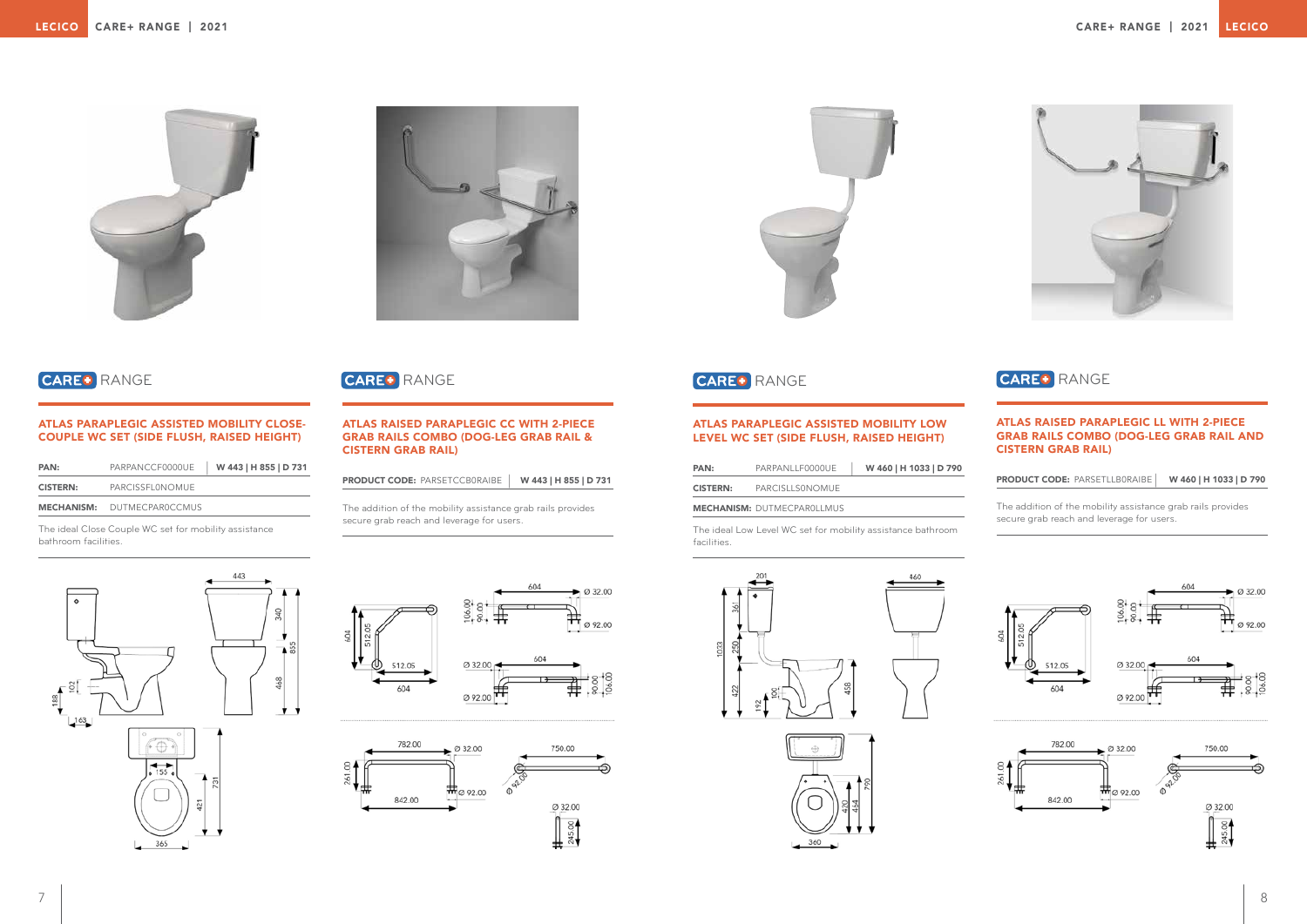## CARE+ RANGE

### ATLAS PARAPLEGIC ASSISTED MOBILITY CLOSE-COUPLE WC SET (SIDE FLUSH, RAISED HEIGHT)

| | | |
|---|---|---|
| **PAN:** | PARPANCCF0000UE | **W 443 \| H 855 \| D 731** |
| **CISTERN:** | PARCISSFL0NOMUE | |
| **MECHANISM:** | DUTMECPAR0CCMUS | |

The ideal Close Couple WC set for mobility assistance bathroom facilities.

## CARE+ RANGE

### ATLAS RAISED PARAPLEGIC CC WITH 2-PIECE GRAB RAILS COMBO (DOG-LEG GRAB RAIL & CISTERN GRAB RAIL)

| | |
|---|---|
| **PRODUCT CODE:** PARSETCCB0RAIBE | **W 443 \| H 855 \| D 731** |

The addition of the mobility assistance grab rails provides secure grab reach and leverage for users.

## CARE+ RANGE

### ATLAS PARAPLEGIC ASSISTED MOBILITY LOW LEVEL WC SET (SIDE FLUSH, RAISED HEIGHT)

| | | |
|---|---|---|
| **PAN:** | PARPANLLF0000UE | **W 460 \| H 1033 \| D 790** |
| **CISTERN:** | PARCISLLS0NOMUE | |
| **MECHANISM:** | DUTMECPAR0LLMUS | |

The ideal Low Level WC set for mobility assistance bathroom facilities.

## CARE+ RANGE

### ATLAS RAISED PARAPLEGIC LL WITH 2-PIECE GRAB RAILS COMBO (DOG-LEG GRAB RAIL AND CISTERN GRAB RAIL)

| | |
|---|---|
| **PRODUCT CODE:** PARSETLLB0RAIBE | **W 460 \| H 1033 \| D 790** |

The addition of the mobility assistance grab rails provides secure grab reach and leverage for users.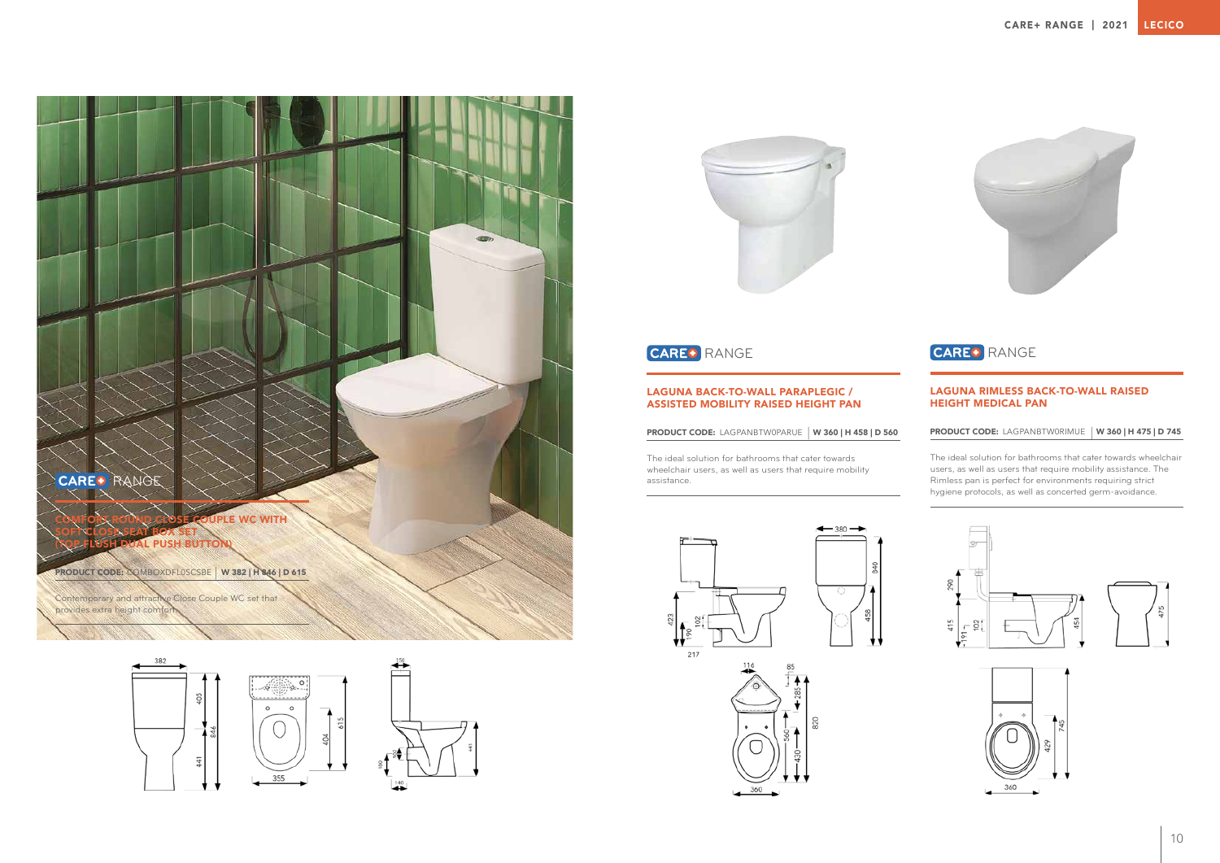CARE+ RANGE

## COMFORT ROUND CLOSE COUPLE WC WITH SOFT CLOSE SEAT BOX SET (TOP FLUSH DUAL PUSH BUTTON)

**PRODUCT CODE:** COMBOXDFLOSCSBE | **W 382 | H 846 | D 615**

Contemporary and attractive Close Couple WC set that provides extra height comfort.

CARE+ RANGE

## LAGUNA BACK-TO-WALL PARAPLEGIC / ASSISTED MOBILITY RAISED HEIGHT PAN

**PRODUCT CODE:** LAGPANBTWOPARUE | **W 360 | H 458 | D 560**

The ideal solution for bathrooms that cater towards wheelchair users, as well as users that require mobility assistance.

CARE+ RANGE

## LAGUNA RIMLESS BACK-TO-WALL RAISED HEIGHT MEDICAL PAN

**PRODUCT CODE:** LAGPANBTWORIMUE | **W 360 | H 475 | D 745**

The ideal solution for bathrooms that cater towards wheelchair users, as well as users that require mobility assistance. The Rimless pan is perfect for environments requiring strict hygiene protocols, as well as concerted germ-avoidance.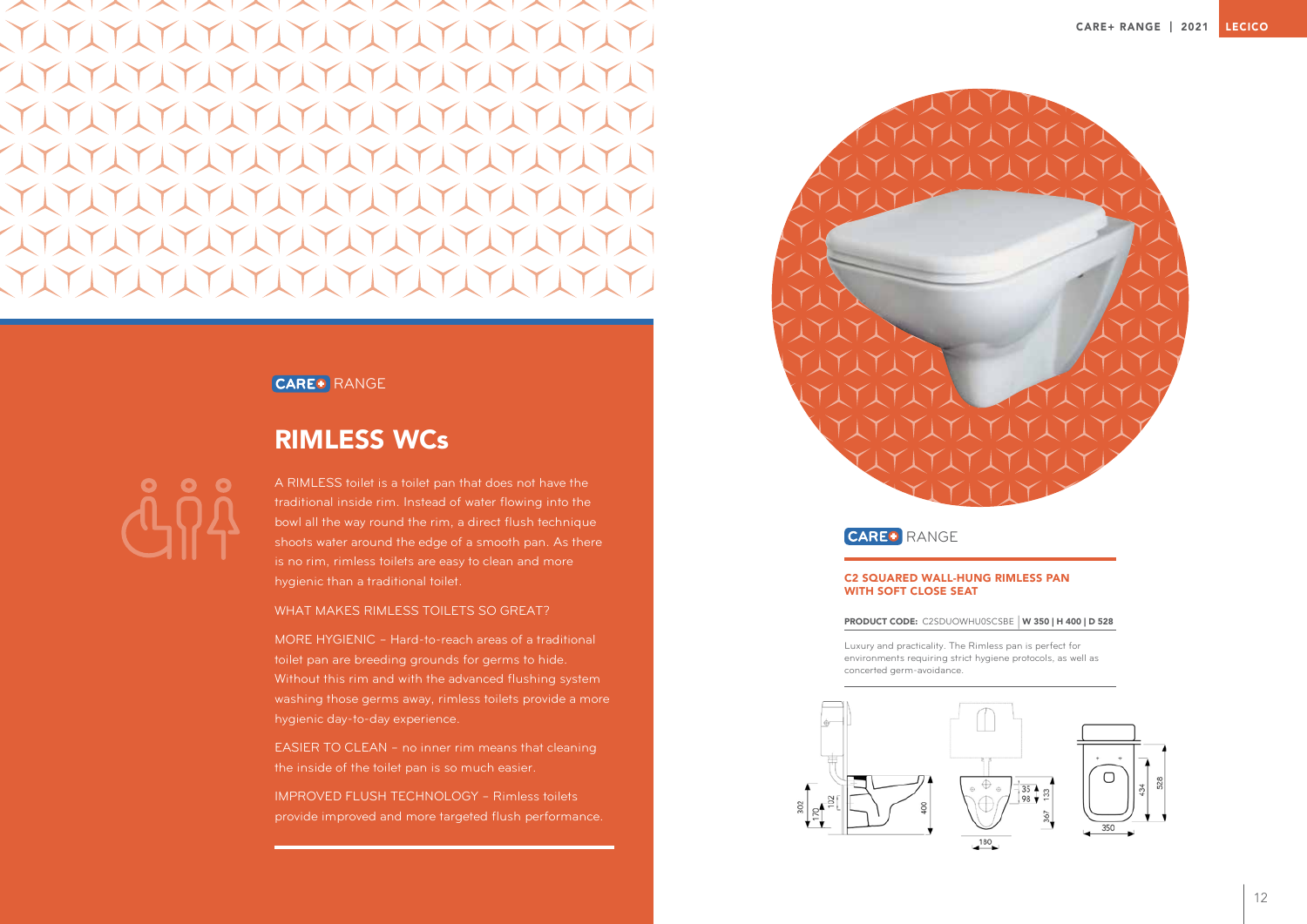CARE+ RANGE

# RIMLESS WCs

A RIMLESS toilet is a toilet pan that does not have the traditional inside rim. Instead of water flowing into the bowl all the way round the rim, a direct flush technique shoots water around the edge of a smooth pan. As there is no rim, rimless toilets are easy to clean and more hygienic than a traditional toilet.

WHAT MAKES RIMLESS TOILETS SO GREAT?

MORE HYGIENIC – Hard-to-reach areas of a traditional toilet pan are breeding grounds for germs to hide. Without this rim and with the advanced flushing system washing those germs away, rimless toilets provide a more hygienic day-to-day experience.

EASIER TO CLEAN – no inner rim means that cleaning the inside of the toilet pan is so much easier.

IMPROVED FLUSH TECHNOLOGY – Rimless toilets provide improved and more targeted flush performance.

CARE+ RANGE

### C2 SQUARED WALL-HUNG RIMLESS PAN WITH SOFT CLOSE SEAT

**PRODUCT CODE:** C2SDUOWHU0SCSBE | **W 350 | H 400 | D 528**

Luxury and practicality. The Rimless pan is perfect for environments requiring strict hygiene protocols, as well as concerted germ-avoidance.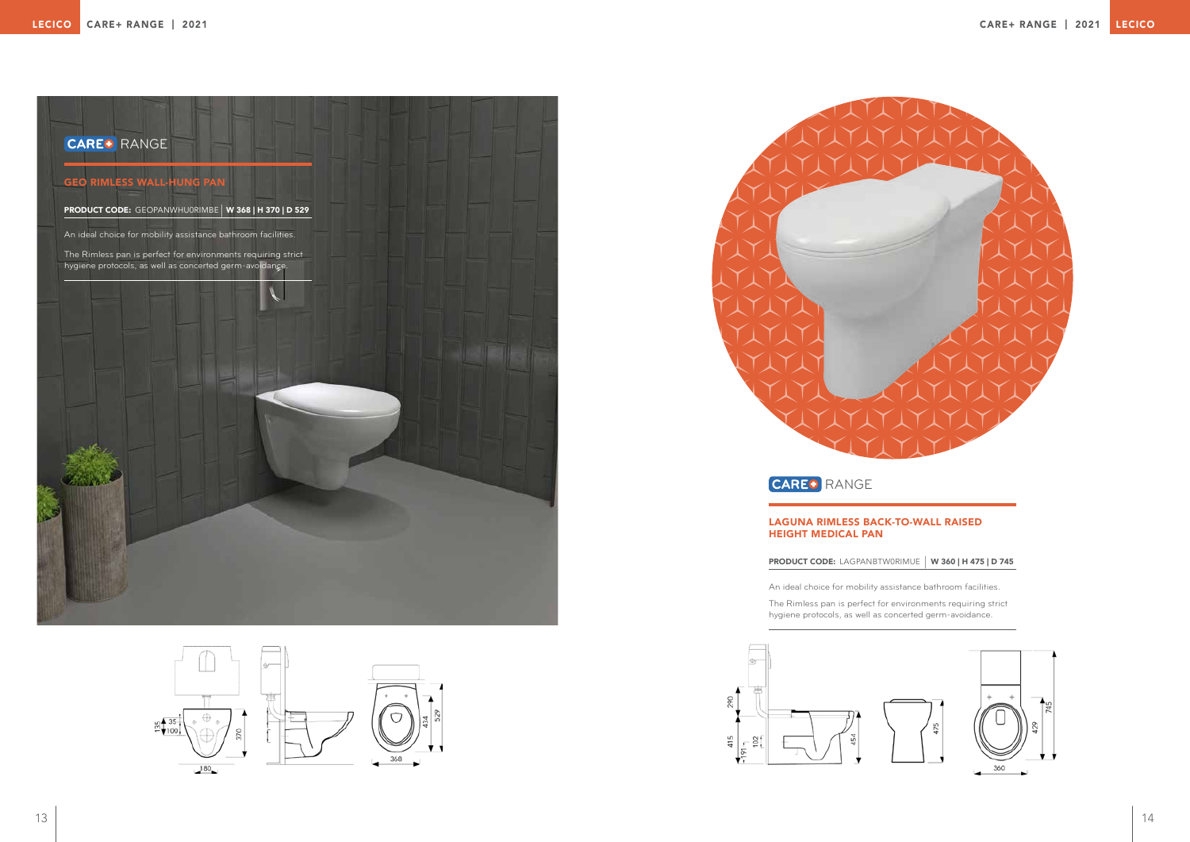CARE+ RANGE

## GEO RIMLESS WALL-HUNG PAN

**PRODUCT CODE:** GEOPANWHU0RIMBE | **W 368 | H 370 | D 529**

An ideal choice for mobility assistance bathroom facilities.

The Rimless pan is perfect for environments requiring strict hygiene protocols, as well as concerted germ-avoidance.

CARE+ RANGE

## LAGUNA RIMLESS BACK-TO-WALL RAISED HEIGHT MEDICAL PAN

**PRODUCT CODE:** LAGPANBTW0RIMUE | **W 360 | H 475 | D 745**

An ideal choice for mobility assistance bathroom facilities.

The Rimless pan is perfect for environments requiring strict hygiene protocols, as well as concerted germ-avoidance.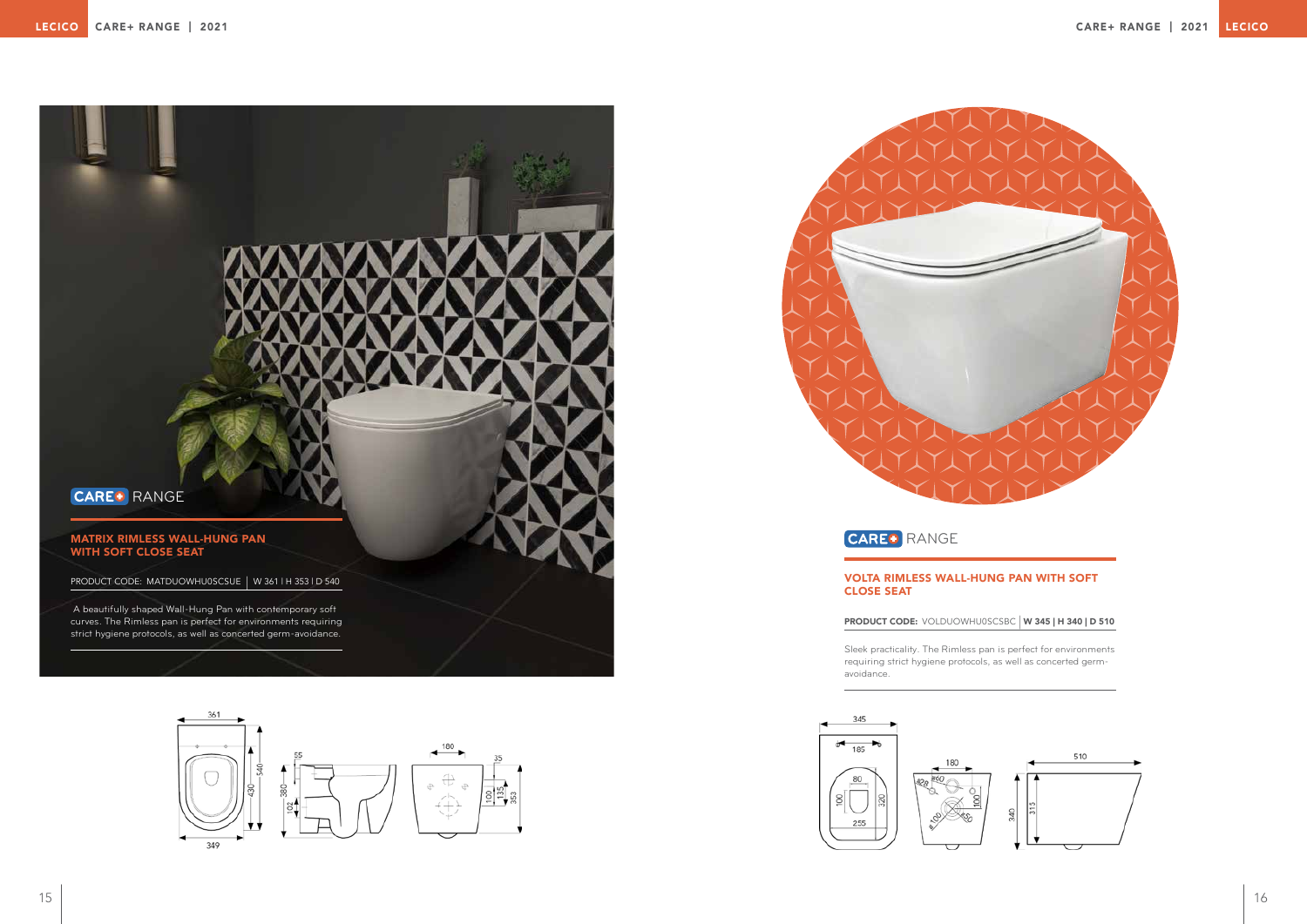CARE+ RANGE

## MATRIX RIMLESS WALL-HUNG PAN WITH SOFT CLOSE SEAT

PRODUCT CODE: MATDUOWHU0SCSUE | W 361 | H 353 | D 540

A beautifully shaped Wall-Hung Pan with contemporary soft curves. The Rimless pan is perfect for environments requiring strict hygiene protocols, as well as concerted germ-avoidance.

CARE+ RANGE

## VOLTA RIMLESS WALL-HUNG PAN WITH SOFT CLOSE SEAT

**PRODUCT CODE:** VOLDUOWHU0SCSBC | **W 345 | H 340 | D 510**

Sleek practicality. The Rimless pan is perfect for environments requiring strict hygiene protocols, as well as concerted germ-avoidance.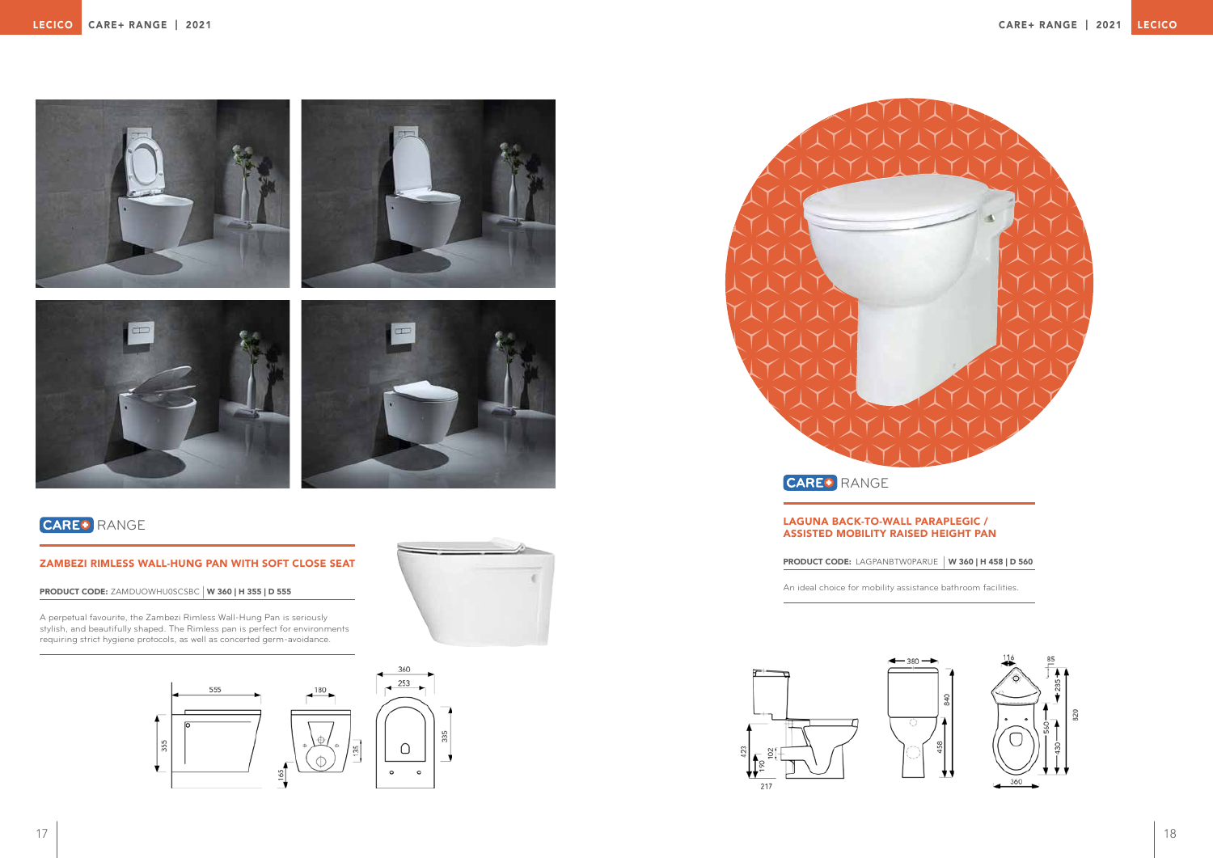CARE+ RANGE

### ZAMBEZI RIMLESS WALL-HUNG PAN WITH SOFT CLOSE SEAT

**PRODUCT CODE:** ZAMDUOWHU0SCSBC | **W 360 | H 355 | D 555**

A perpetual favourite, the Zambezi Rimless Wall-Hung Pan is seriously stylish, and beautifully shaped. The Rimless pan is perfect for environments requiring strict hygiene protocols, as well as concerted germ-avoidance.

CARE+ RANGE

### LAGUNA BACK-TO-WALL PARAPLEGIC / ASSISTED MOBILITY RAISED HEIGHT PAN

**PRODUCT CODE:** LAGPANBTW0PARUE | **W 360 | H 458 | D 560**

An ideal choice for mobility assistance bathroom facilities.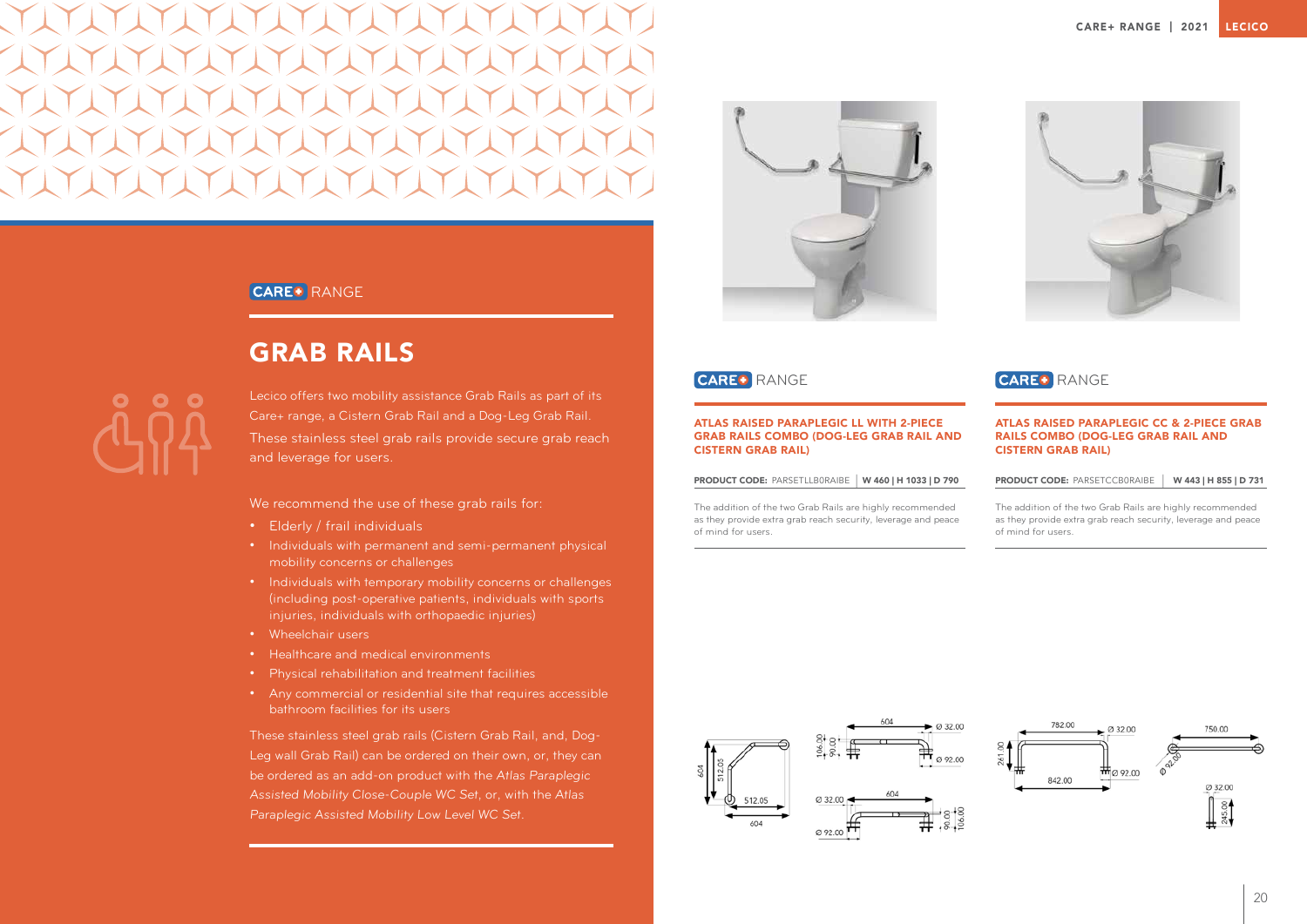CARE+ RANGE

# GRAB RAILS

Lecico offers two mobility assistance Grab Rails as part of its Care+ range, a Cistern Grab Rail and a Dog-Leg Grab Rail. These stainless steel grab rails provide secure grab reach and leverage for users.

We recommend the use of these grab rails for:

- Elderly / frail individuals
- Individuals with permanent and semi-permanent physical mobility concerns or challenges
- Individuals with temporary mobility concerns or challenges (including post-operative patients, individuals with sports injuries, individuals with orthopaedic injuries)
- Wheelchair users
- Healthcare and medical environments
- Physical rehabilitation and treatment facilities
- Any commercial or residential site that requires accessible bathroom facilities for its users

These stainless steel grab rails (Cistern Grab Rail, and, Dog-Leg wall Grab Rail) can be ordered on their own, or, they can be ordered as an add-on product with the *Atlas Paraplegic Assisted Mobility Close-Couple WC Set*, or, with the *Atlas Paraplegic Assisted Mobility Low Level WC Set*.

CARE+ RANGE

## ATLAS RAISED PARAPLEGIC LL WITH 2-PIECE GRAB RAILS COMBO (DOG-LEG GRAB RAIL AND CISTERN GRAB RAIL)

**PRODUCT CODE:** PARSETLLB0RAIBE | **W 460 | H 1033 | D 790**

The addition of the two Grab Rails are highly recommended as they provide extra grab reach security, leverage and peace of mind for users.

CARE+ RANGE

## ATLAS RAISED PARAPLEGIC CC & 2-PIECE GRAB RAILS COMBO (DOG-LEG GRAB RAIL AND CISTERN GRAB RAIL)

**PRODUCT CODE:** PARSETCCB0RAIBE | **W 443 | H 855 | D 731**

The addition of the two Grab Rails are highly recommended as they provide extra grab reach security, leverage and peace of mind for users.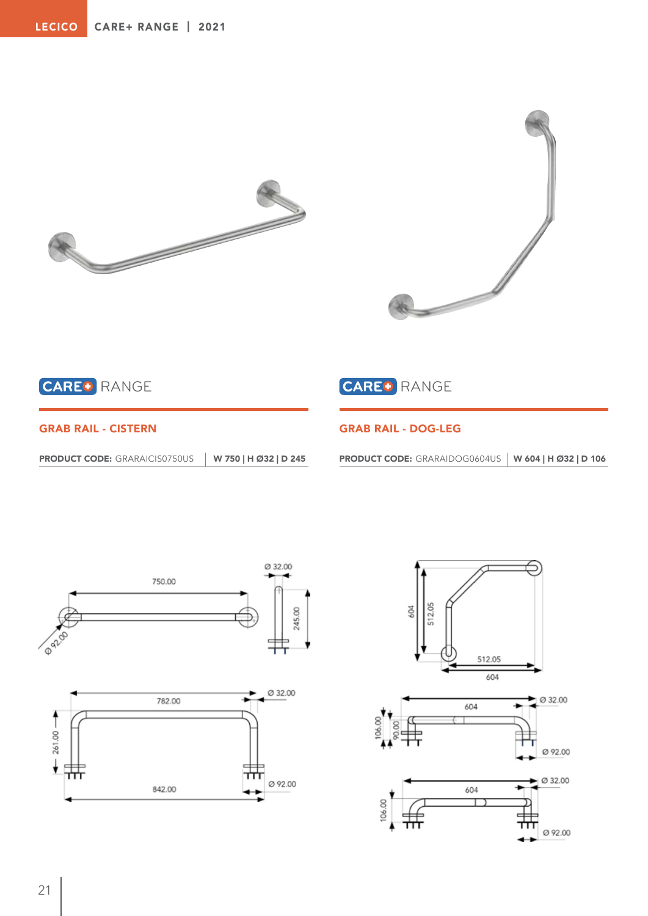## CARE+ RANGE

### GRAB RAIL - CISTERN

**PRODUCT CODE:** GRARAICIS0750US | **W 750 | H Ø32 | D 245**

750.00
Ø 32.00
Ø 92.00
245.00
782.00
Ø 32.00
261.00
842.00
Ø 92.00

## CARE+ RANGE

### GRAB RAIL - DOG-LEG

**PRODUCT CODE:** GRARAIDOG0604US | **W 604 | H Ø32 | D 106**

604
512.05
512.05
604
604
Ø 32.00
106.00
90.00
Ø 92.00
604
Ø 32.00
106.00
Ø 92.00